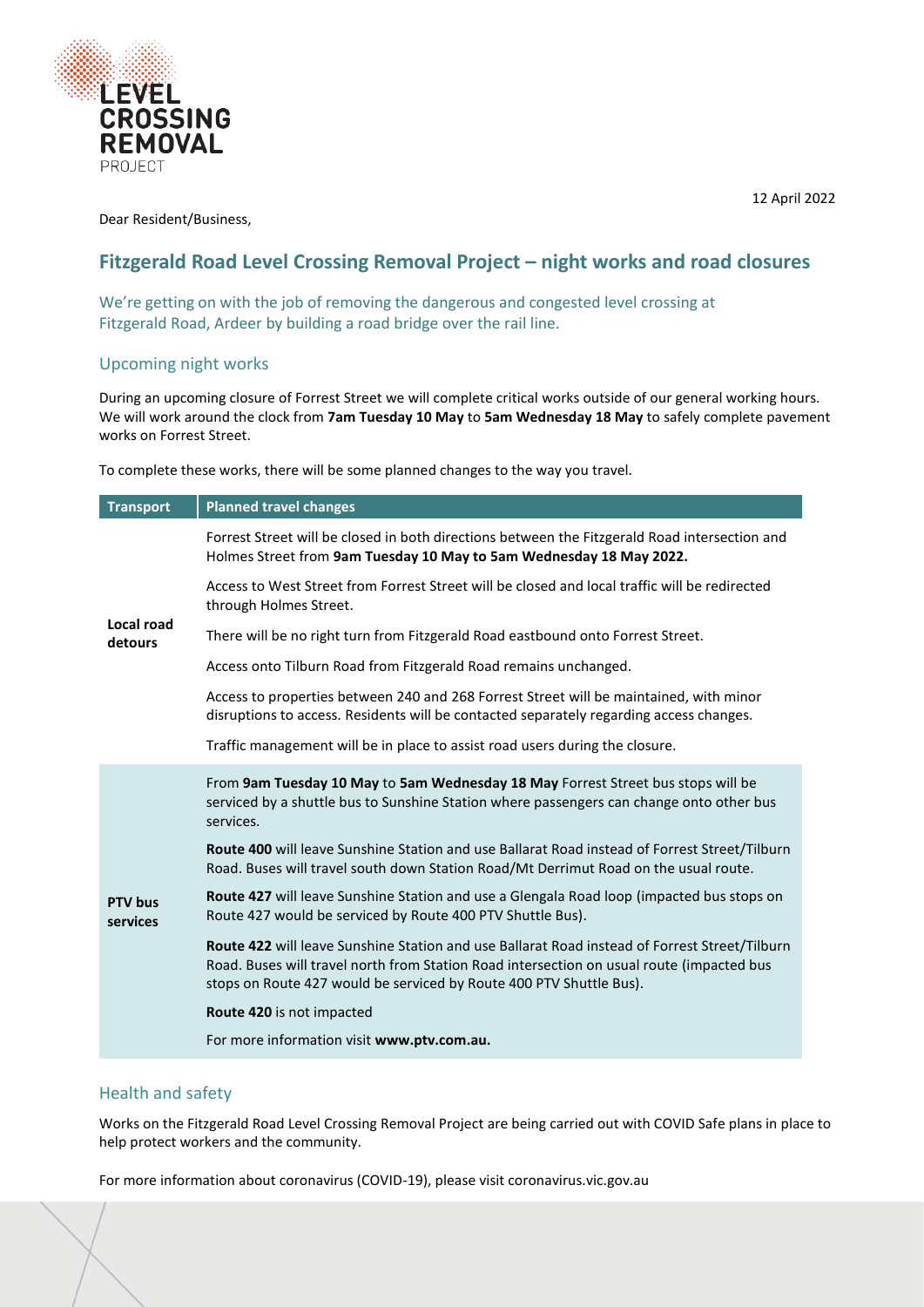LEVEL CROSSING REMOVAL PROJECT

12 April 2022

Dear Resident/Business,

## Fitzgerald Road Level Crossing Removal Project – night works and road closures

We're getting on with the job of removing the dangerous and congested level crossing at Fitzgerald Road, Ardeer by building a road bridge over the rail line.

### Upcoming night works

During an upcoming closure of Forrest Street we will complete critical works outside of our general working hours. We will work around the clock from **7am Tuesday 10 May** to **5am Wednesday 18 May** to safely complete pavement works on Forrest Street.

To complete these works, there will be some planned changes to the way you travel.

| Transport | Planned travel changes |
|---|---|
| **Local road detours** | Forrest Street will be closed in both directions between the Fitzgerald Road intersection and Holmes Street from **9am Tuesday 10 May to 5am Wednesday 18 May 2022.** |
| | Access to West Street from Forrest Street will be closed and local traffic will be redirected through Holmes Street. |
| | There will be no right turn from Fitzgerald Road eastbound onto Forrest Street. |
| | Access onto Tilburn Road from Fitzgerald Road remains unchanged. |
| | Access to properties between 240 and 268 Forrest Street will be maintained, with minor disruptions to access. Residents will be contacted separately regarding access changes. |
| | Traffic management will be in place to assist road users during the closure. |
| **PTV bus services** | From **9am Tuesday 10 May** to **5am Wednesday 18 May** Forrest Street bus stops will be serviced by a shuttle bus to Sunshine Station where passengers can change onto other bus services. |
| | **Route 400** will leave Sunshine Station and use Ballarat Road instead of Forrest Street/Tilburn Road. Buses will travel south down Station Road/Mt Derrimut Road on the usual route. |
| | **Route 427** will leave Sunshine Station and use a Glengala Road loop (impacted bus stops on Route 427 would be serviced by Route 400 PTV Shuttle Bus). |
| | **Route 422** will leave Sunshine Station and use Ballarat Road instead of Forrest Street/Tilburn Road. Buses will travel north from Station Road intersection on usual route (impacted bus stops on Route 427 would be serviced by Route 400 PTV Shuttle Bus). |
| | **Route 420** is not impacted |
| | For more information visit **www.ptv.com.au.** |

### Health and safety

Works on the Fitzgerald Road Level Crossing Removal Project are being carried out with COVID Safe plans in place to help protect workers and the community.

For more information about coronavirus (COVID-19), please visit coronavirus.vic.gov.au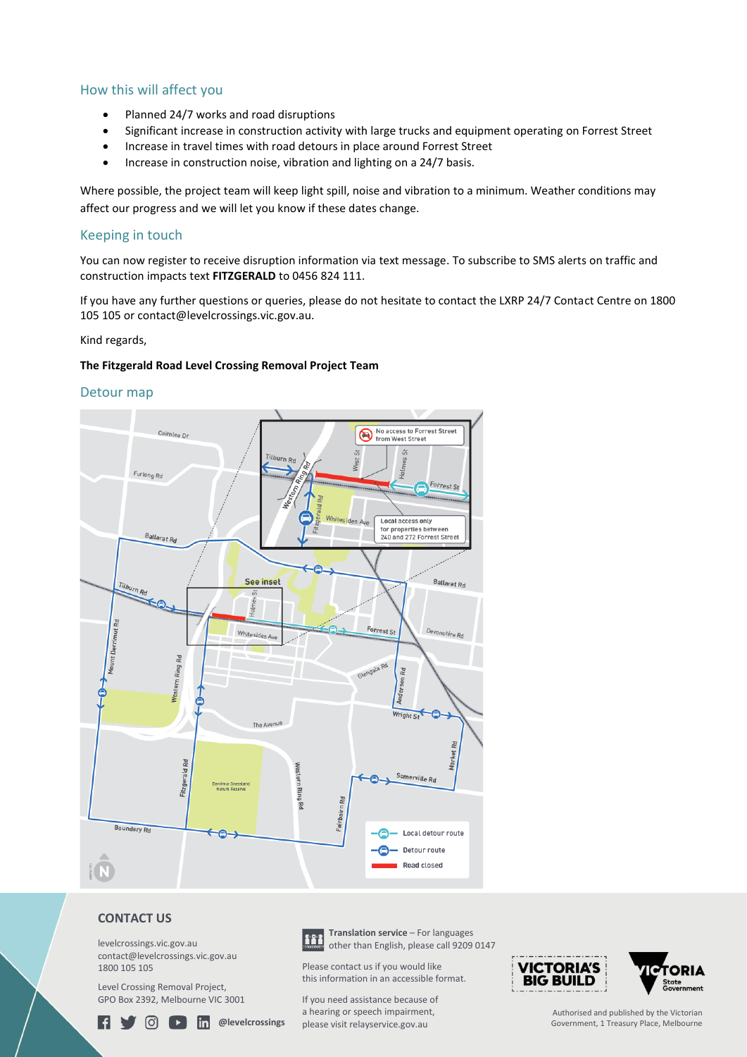## How this will affect you

- Planned 24/7 works and road disruptions
- Significant increase in construction activity with large trucks and equipment operating on Forrest Street
- Increase in travel times with road detours in place around Forrest Street
- Increase in construction noise, vibration and lighting on a 24/7 basis.

Where possible, the project team will keep light spill, noise and vibration to a minimum. Weather conditions may affect our progress and we will let you know if these dates change.

## Keeping in touch

You can now register to receive disruption information via text message. To subscribe to SMS alerts on traffic and construction impacts text **FITZGERALD** to 0456 824 111.

If you have any further questions or queries, please do not hesitate to contact the LXRP 24/7 Contact Centre on 1800 105 105 or contact@levelcrossings.vic.gov.au.

Kind regards,

**The Fitzgerald Road Level Crossing Removal Project Team**

## Detour map

No access to Forrest Street from West Street

Local access only for properties between 240 and 272 Forrest Street

See inset

Local detour route

Detour route

Road closed

## CONTACT US

levelcrossings.vic.gov.au
contact@levelcrossings.vic.gov.au
1800 105 105

Level Crossing Removal Project,
GPO Box 2392, Melbourne VIC 3001

@levelcrossings

**Translation service** – For languages other than English, please call 9209 0147

Please contact us if you would like this information in an accessible format.

If you need assistance because of a hearing or speech impairment, please visit relayservice.gov.au

Authorised and published by the Victorian Government, 1 Treasury Place, Melbourne